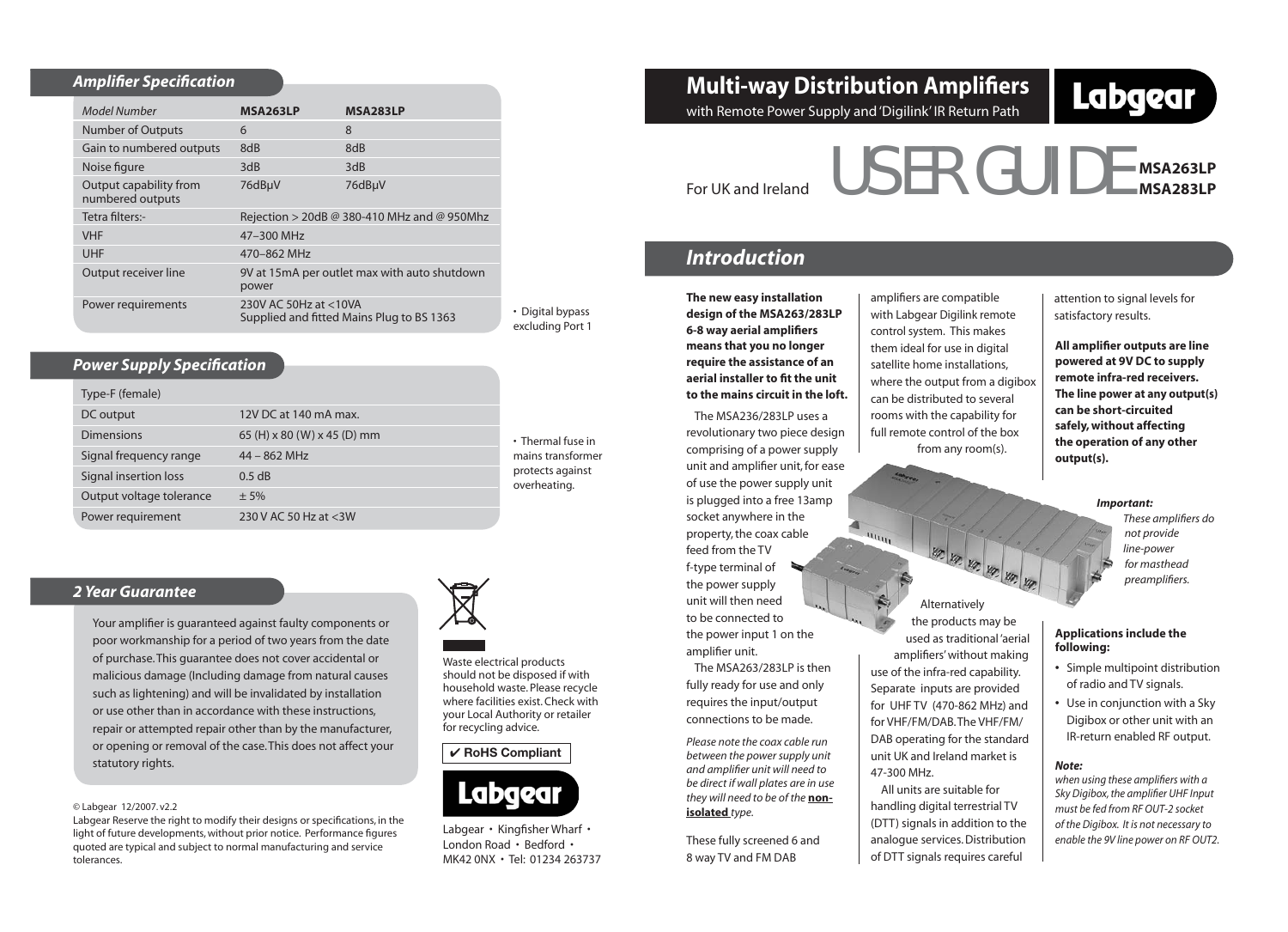## Amplifier Specification

| Model Number | MSA263LP | MSA283LP |
|---|---|---|
| Number of Outputs | 6 | 8 |
| Gain to numbered outputs | 8dB | 8dB |
| Noise figure | 3dB | 3dB |
| Output capability from numbered outputs | 76dBμV | 76dBμV |
| Tetra filters:- | Rejection > 20dB @ 380-410 MHz and @ 950Mhz | |
| VHF | 47–300 MHz | |
| UHF | 470–862 MHz | |
| Output receiver line | 9V at 15mA per outlet max with auto shutdown power | |
| Power requirements | 230V AC 50Hz at <10VA Supplied and fitted Mains Plug to BS 1363 | |

• Digital bypass excluding Port 1

## Power Supply Specification

| | |
|---|---|
| Type-F (female) | |
| DC output | 12V DC at 140 mA max. |
| Dimensions | 65 (H) x 80 (W) x 45 (D) mm |
| Signal frequency range | 44 – 862 MHz |
| Signal insertion loss | 0.5 dB |
| Output voltage tolerance | ± 5% |
| Power requirement | 230 V AC 50 Hz at <3W |

• Thermal fuse in mains transformer protects against overheating.

## 2 Year Guarantee

Your amplifier is guaranteed against faulty components or poor workmanship for a period of two years from the date of purchase. This guarantee does not cover accidental or malicious damage (Including damage from natural causes such as lightening) and will be invalidated by installation or use other than in accordance with these instructions, repair or attempted repair other than by the manufacturer, or opening or removal of the case. This does not affect your statutory rights.

© Labgear 12/2007. v2.2

Labgear Reserve the right to modify their designs or specifications, in the light of future developments, without prior notice. Performance figures quoted are typical and subject to normal manufacturing and service tolerances.

Waste electrical products should not be disposed if with household waste. Please recycle where facilities exist. Check with your Local Authority or retailer for recycling advice.

✔ RoHS Compliant

Labgear

Labgear • Kingfisher Wharf • London Road • Bedford • MK42 0NX • Tel: 01234 263737

# Multi-way Distribution Amplifiers

with Remote Power Supply and 'Digilink' IR Return Path

Labgear

For UK and Ireland

# USER GUIDE MSA263LP MSA283LP

## Introduction

**The new easy installation design of the MSA263/283LP 6-8 way aerial amplifiers means that you no longer require the assistance of an aerial installer to fit the unit to the mains circuit in the loft.**

The MSA236/283LP uses a revolutionary two piece design comprising of a power supply unit and amplifier unit, for ease of use the power supply unit is plugged into a free 13amp socket anywhere in the property, the coax cable feed from the TV f-type terminal of the power supply unit will then need to be connected to the power input 1 on the amplifier unit.

The MSA263/283LP is then fully ready for use and only requires the input/output connections to be made.

*Please note the coax cable run between the power supply unit and amplifier unit will need to be direct if wall plates are in use they will need to be of the* ***non-isolated*** *type.*

These fully screened 6 and 8 way TV and FM DAB amplifiers are compatible with Labgear Digilink remote control system. This makes them ideal for use in digital satellite home installations, where the output from a digibox can be distributed to several rooms with the capability for full remote control of the box from any room(s).

Alternatively the products may be used as traditional 'aerial amplifiers' without making use of the infra-red capability. Separate inputs are provided for UHF TV (470-862 MHz) and for VHF/FM/DAB. The VHF/FM/DAB operating for the standard unit UK and Ireland market is 47-300 MHz.

All units are suitable for handling digital terrestrial TV (DTT) signals in addition to the analogue services. Distribution of DTT signals requires careful attention to signal levels for satisfactory results.

**All amplifier outputs are line powered at 9V DC to supply remote infra-red receivers. The line power at any output(s) can be short-circuited safely, without affecting the operation of any other output(s).**

***Important:***

*These amplifiers do not provide line-power for masthead preamplifiers.*

**Applications include the following:**

- Simple multipoint distribution of radio and TV signals.
- Use in conjunction with a Sky Digibox or other unit with an IR-return enabled RF output.

***Note:***

*when using these amplifiers with a Sky Digibox, the amplifier UHF Input must be fed from RF OUT-2 socket of the Digibox. It is not necessary to enable the 9V line power on RF OUT2.*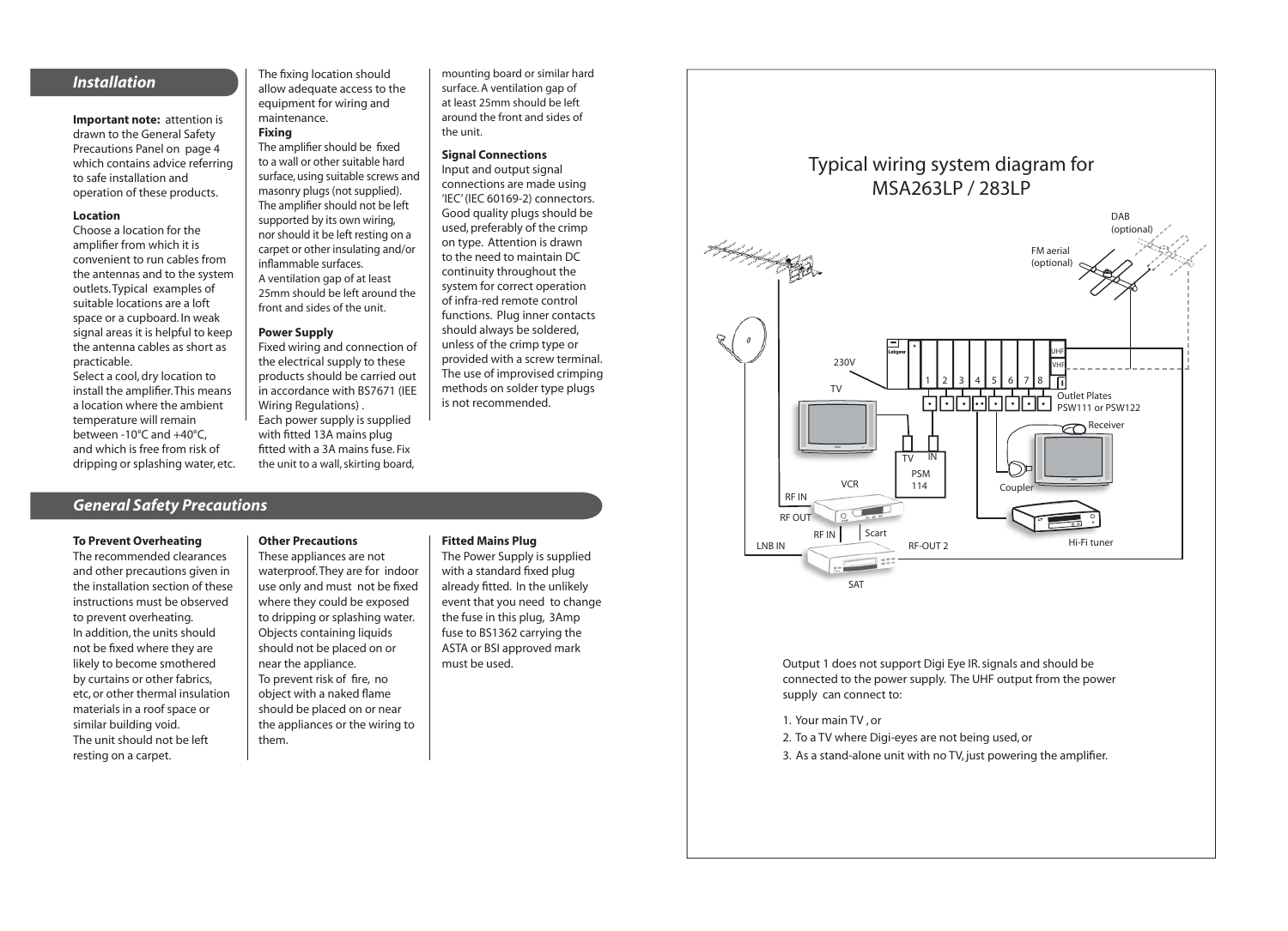## *Installation*

**Important note:** attention is drawn to the General Safety Precautions Panel on page 4 which contains advice referring to safe installation and operation of these products.

**Location**

Choose a location for the amplifier from which it is convenient to run cables from the antennas and to the system outlets. Typical examples of suitable locations are a loft space or a cupboard. In weak signal areas it is helpful to keep the antenna cables as short as practicable.

Select a cool, dry location to install the amplifier. This means a location where the ambient temperature will remain between -10°C and +40°C, and which is free from risk of dripping or splashing water, etc.

The fixing location should allow adequate access to the equipment for wiring and maintenance.

**Fixing**

The amplifier should be fixed to a wall or other suitable hard surface, using suitable screws and masonry plugs (not supplied). The amplifier should not be left supported by its own wiring, nor should it be left resting on a carpet or other insulating and/or inflammable surfaces.

A ventilation gap of at least 25mm should be left around the front and sides of the unit.

**Power Supply**

Fixed wiring and connection of the electrical supply to these products should be carried out in accordance with BS7671 (IEE Wiring Regulations) .

Each power supply is supplied with fitted 13A mains plug fitted with a 3A mains fuse. Fix the unit to a wall, skirting board, mounting board or similar hard surface. A ventilation gap of at least 25mm should be left around the front and sides of the unit.

**Signal Connections**

Input and output signal connections are made using 'IEC' (IEC 60169-2) connectors. Good quality plugs should be used, preferably of the crimp on type. Attention is drawn to the need to maintain DC continuity throughout the system for correct operation of infra-red remote control functions. Plug inner contacts should always be soldered, unless of the crimp type or provided with a screw terminal. The use of improvised crimping methods on solder type plugs is not recommended.

## *General Safety Precautions*

**To Prevent Overheating**

The recommended clearances and other precautions given in the installation section of these instructions must be observed to prevent overheating.

In addition, the units should not be fixed where they are likely to become smothered by curtains or other fabrics, etc, or other thermal insulation materials in a roof space or similar building void.

The unit should not be left resting on a carpet.

**Other Precautions**

These appliances are not waterproof. They are for indoor use only and must not be fixed where they could be exposed to dripping or splashing water. Objects containing liquids should not be placed on or near the appliance.

To prevent risk of fire, no object with a naked flame should be placed on or near the appliances or the wiring to them.

**Fitted Mains Plug**

The Power Supply is supplied with a standard fixed plug already fitted. In the unlikely event that you need to change the fuse in this plug, 3Amp fuse to BS1362 carrying the ASTA or BSI approved mark must be used.

## Typical wiring system diagram for MSA263LP / 283LP

DAB (optional)

FM aerial (optional)

230V

Labgear

UHF

VHF

1 2 3 4 5 6 7 8

TV

Outlet Plates PSW111 or PSW122

Receiver

TV IN

PSM 114

VCR

Coupler

RF IN

RF OUT

RF IN

Scart

LNB IN

RF-OUT 2

Hi-Fi tuner

SAT

Output 1 does not support Digi Eye IR. signals and should be connected to the power supply. The UHF output from the power supply can connect to:

1. Your main TV , or
2. To a TV where Digi-eyes are not being used, or
3. As a stand-alone unit with no TV, just powering the amplifier.